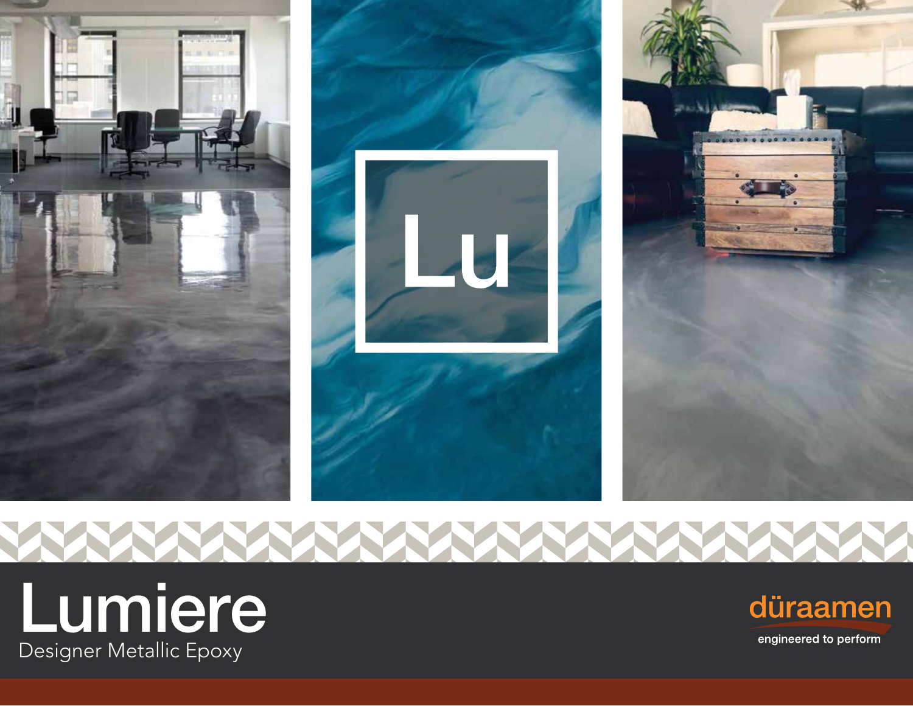Lu

# Lumiere

Designer Metallic Epoxy

düraamen

engineered to perform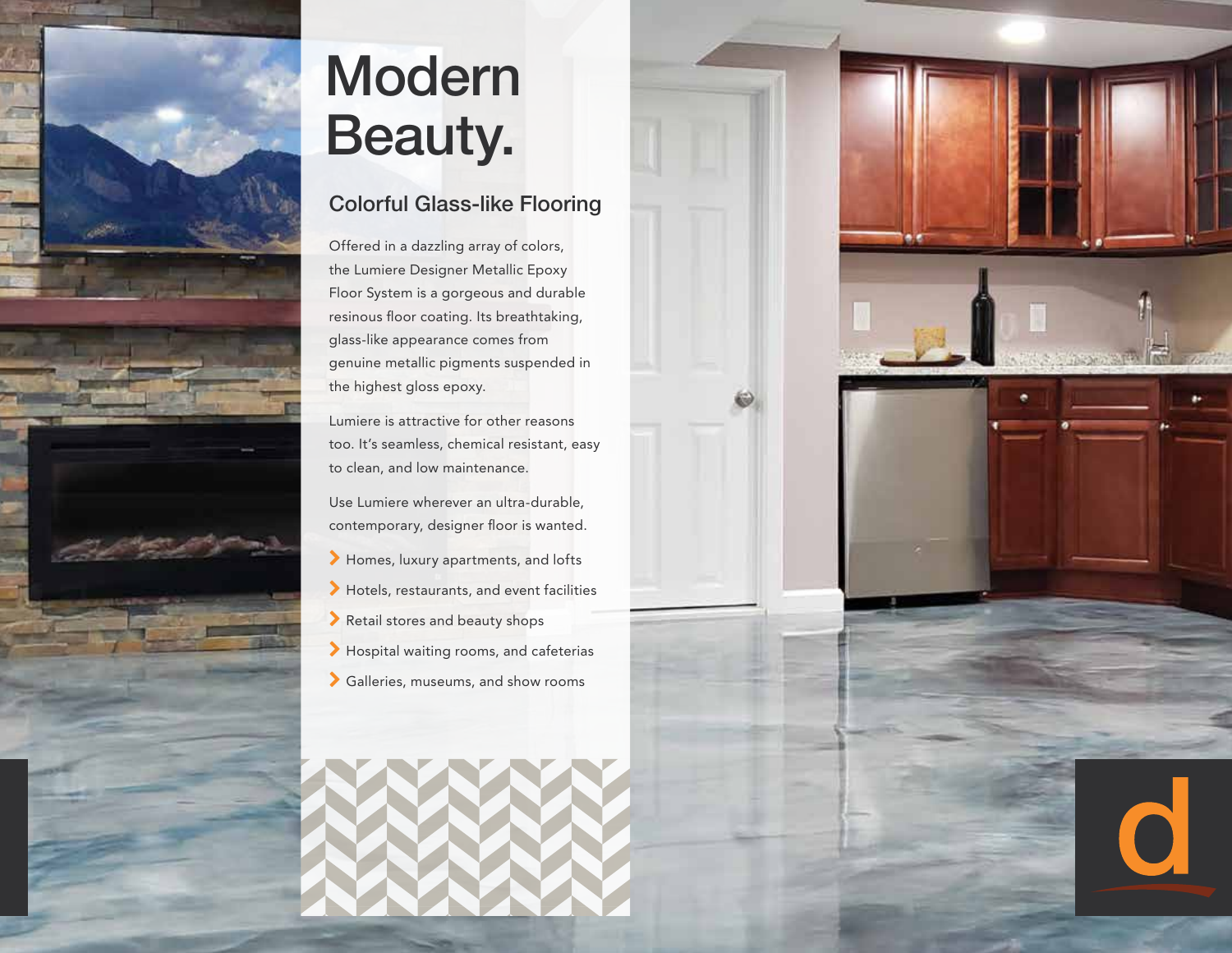# Modern Beauty.

## Colorful Glass-like Flooring

Offered in a dazzling array of colors, the Lumiere Designer Metallic Epoxy Floor System is a gorgeous and durable resinous floor coating. Its breathtaking, glass-like appearance comes from genuine metallic pigments suspended in the highest gloss epoxy.

Lumiere is attractive for other reasons too. It's seamless, chemical resistant, easy to clean, and low maintenance.

Use Lumiere wherever an ultra-durable, contemporary, designer floor is wanted.

- Homes, luxury apartments, and lofts
- Hotels, restaurants, and event facilities
- Retail stores and beauty shops
- Hospital waiting rooms, and cafeterias
- Galleries, museums, and show rooms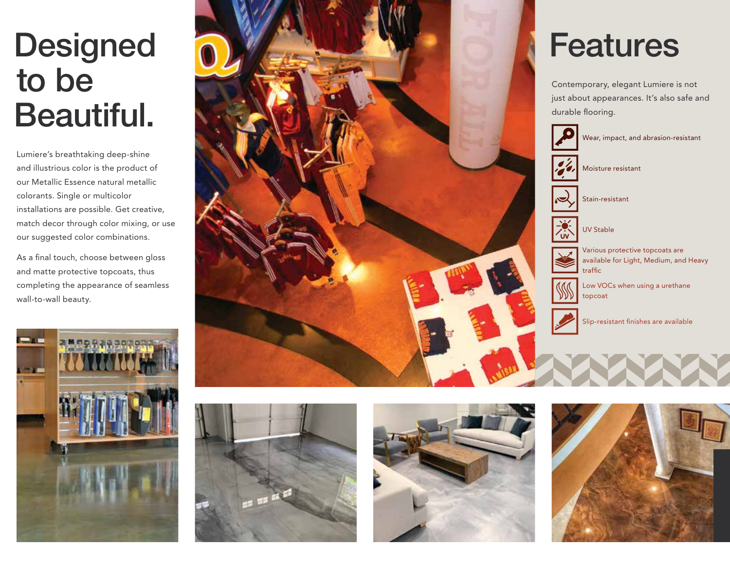# Designed to be Beautiful.

Lumiere's breathtaking deep-shine and illustrious color is the product of our Metallic Essence natural metallic colorants. Single or multicolor installations are possible. Get creative, match decor through color mixing, or use our suggested color combinations.

As a final touch, choose between gloss and matte protective topcoats, thus completing the appearance of seamless wall-to-wall beauty.

# Features

Contemporary, elegant Lumiere is not just about appearances. It's also safe and durable flooring.

- Wear, impact, and abrasion-resistant
- Moisture resistant
- Stain-resistant
- UV Stable
- Various protective topcoats are available for Light, Medium, and Heavy traffic
- Low VOCs when using a urethane topcoat
- Slip-resistant finishes are available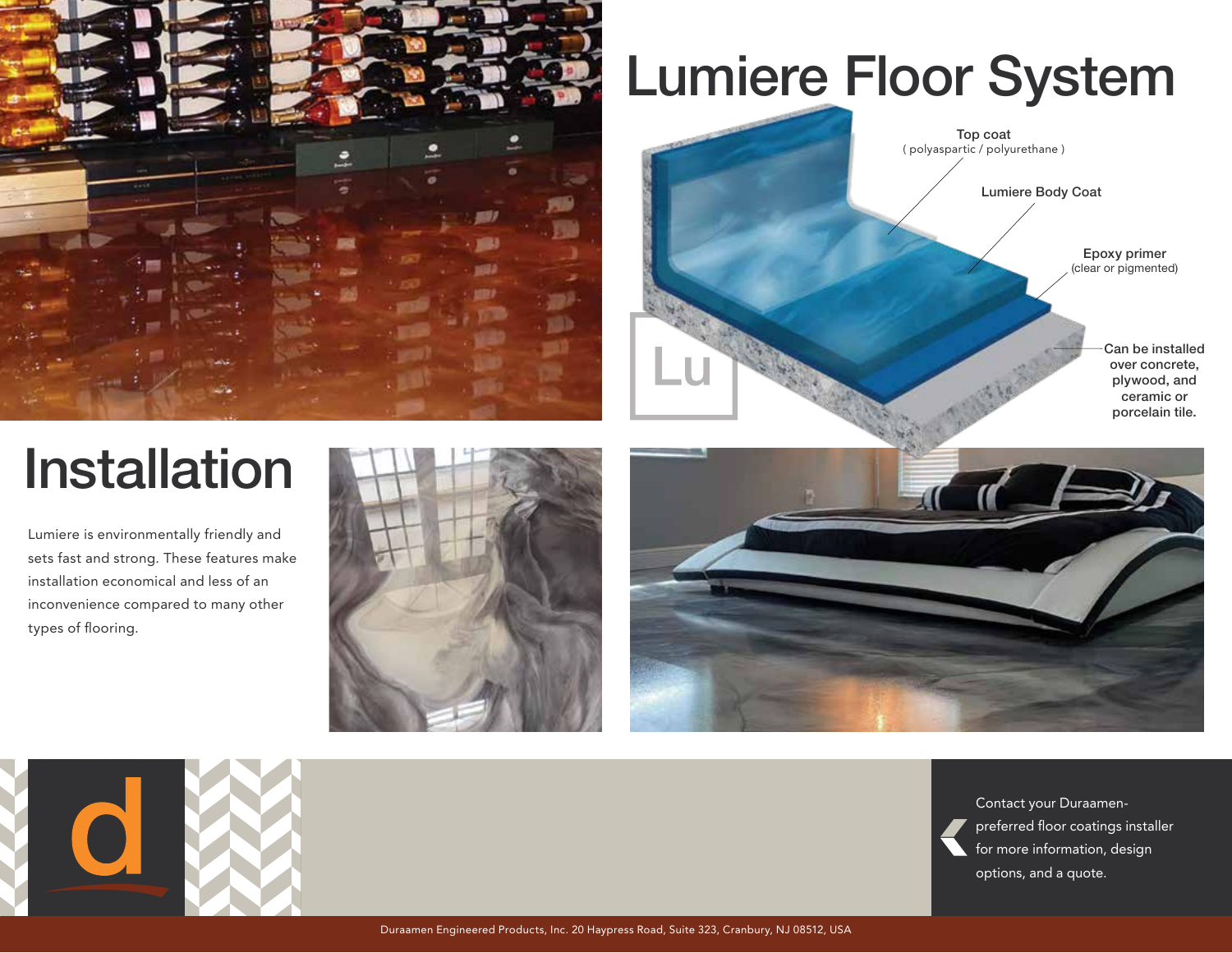# Lumiere Floor System

Top coat
( polyaspartic / polyurethane )

Lumiere Body Coat

Epoxy primer
(clear or pigmented)

Can be installed over concrete, plywood, and ceramic or porcelain tile.

Lu

# Installation

Lumiere is environmentally friendly and sets fast and strong. These features make installation economical and less of an inconvenience compared to many other types of flooring.

Contact your Duraamen-preferred floor coatings installer for more information, design options, and a quote.

Duraamen Engineered Products, Inc. 20 Haypress Road, Suite 323, Cranbury, NJ 08512, USA